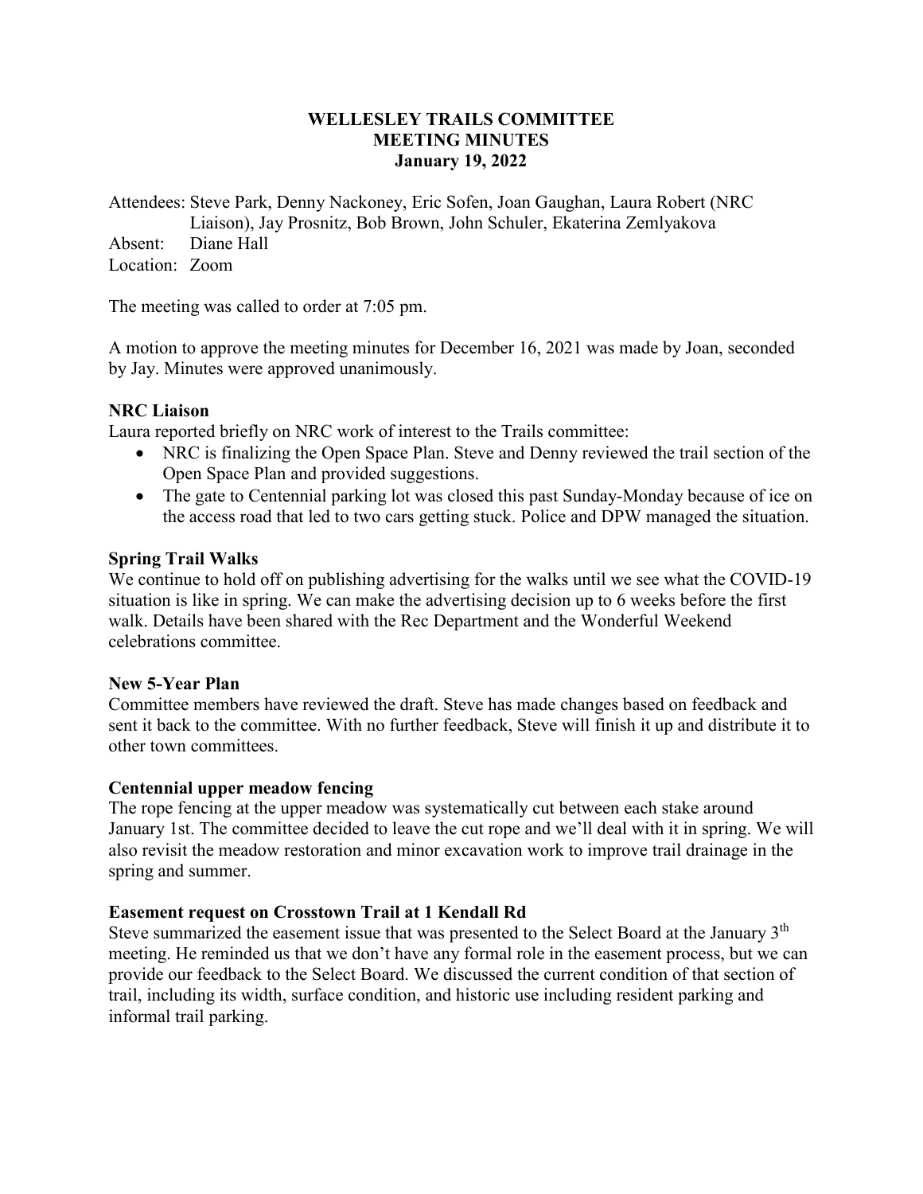# WELLESLEY TRAILS COMMITTEE
## MEETING MINUTES
### January 19, 2022

Attendees: Steve Park, Denny Nackoney, Eric Sofen, Joan Gaughan, Laura Robert (NRC Liaison), Jay Prosnitz, Bob Brown, John Schuler, Ekaterina Zemlyakova
Absent: Diane Hall
Location: Zoom

The meeting was called to order at 7:05 pm.

A motion to approve the meeting minutes for December 16, 2021 was made by Joan, seconded by Jay. Minutes were approved unanimously.

**NRC Liaison**

Laura reported briefly on NRC work of interest to the Trails committee:

- NRC is finalizing the Open Space Plan. Steve and Denny reviewed the trail section of the Open Space Plan and provided suggestions.
- The gate to Centennial parking lot was closed this past Sunday-Monday because of ice on the access road that led to two cars getting stuck. Police and DPW managed the situation.

**Spring Trail Walks**

We continue to hold off on publishing advertising for the walks until we see what the COVID-19 situation is like in spring. We can make the advertising decision up to 6 weeks before the first walk. Details have been shared with the Rec Department and the Wonderful Weekend celebrations committee.

**New 5-Year Plan**

Committee members have reviewed the draft. Steve has made changes based on feedback and sent it back to the committee. With no further feedback, Steve will finish it up and distribute it to other town committees.

**Centennial upper meadow fencing**

The rope fencing at the upper meadow was systematically cut between each stake around January 1st. The committee decided to leave the cut rope and we'll deal with it in spring. We will also revisit the meadow restoration and minor excavation work to improve trail drainage in the spring and summer.

**Easement request on Crosstown Trail at 1 Kendall Rd**

Steve summarized the easement issue that was presented to the Select Board at the January 3th meeting. He reminded us that we don't have any formal role in the easement process, but we can provide our feedback to the Select Board. We discussed the current condition of that section of trail, including its width, surface condition, and historic use including resident parking and informal trail parking.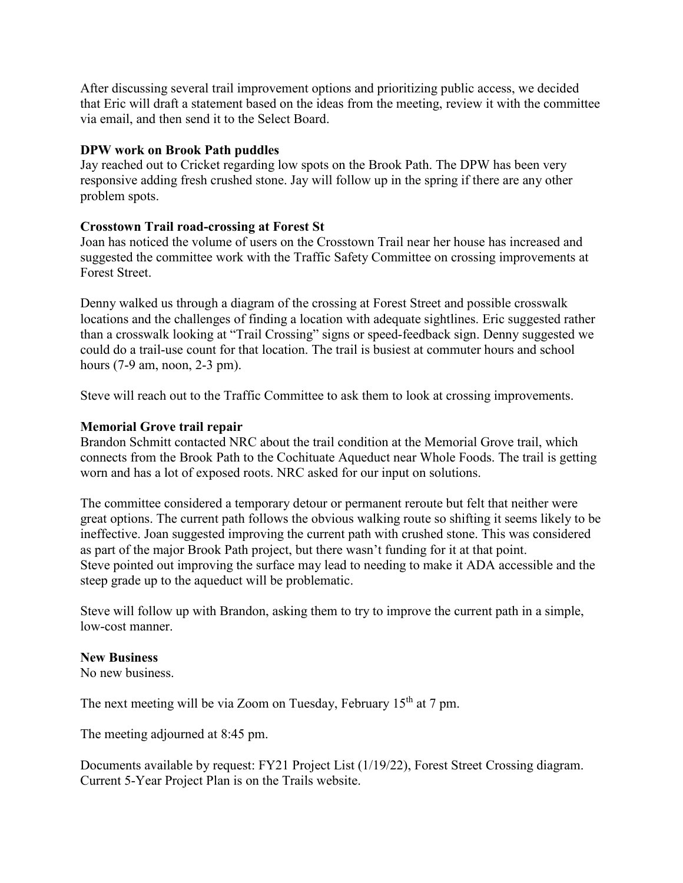After discussing several trail improvement options and prioritizing public access, we decided that Eric will draft a statement based on the ideas from the meeting, review it with the committee via email, and then send it to the Select Board.

**DPW work on Brook Path puddles**

Jay reached out to Cricket regarding low spots on the Brook Path. The DPW has been very responsive adding fresh crushed stone. Jay will follow up in the spring if there are any other problem spots.

**Crosstown Trail road-crossing at Forest St**

Joan has noticed the volume of users on the Crosstown Trail near her house has increased and suggested the committee work with the Traffic Safety Committee on crossing improvements at Forest Street.

Denny walked us through a diagram of the crossing at Forest Street and possible crosswalk locations and the challenges of finding a location with adequate sightlines. Eric suggested rather than a crosswalk looking at "Trail Crossing" signs or speed-feedback sign. Denny suggested we could do a trail-use count for that location. The trail is busiest at commuter hours and school hours (7-9 am, noon, 2-3 pm).

Steve will reach out to the Traffic Committee to ask them to look at crossing improvements.

**Memorial Grove trail repair**

Brandon Schmitt contacted NRC about the trail condition at the Memorial Grove trail, which connects from the Brook Path to the Cochituate Aqueduct near Whole Foods. The trail is getting worn and has a lot of exposed roots. NRC asked for our input on solutions.

The committee considered a temporary detour or permanent reroute but felt that neither were great options. The current path follows the obvious walking route so shifting it seems likely to be ineffective. Joan suggested improving the current path with crushed stone. This was considered as part of the major Brook Path project, but there wasn't funding for it at that point. Steve pointed out improving the surface may lead to needing to make it ADA accessible and the steep grade up to the aqueduct will be problematic.

Steve will follow up with Brandon, asking them to try to improve the current path in a simple, low-cost manner.

**New Business**

No new business.

The next meeting will be via Zoom on Tuesday, February 15th at 7 pm.

The meeting adjourned at 8:45 pm.

Documents available by request: FY21 Project List (1/19/22), Forest Street Crossing diagram. Current 5-Year Project Plan is on the Trails website.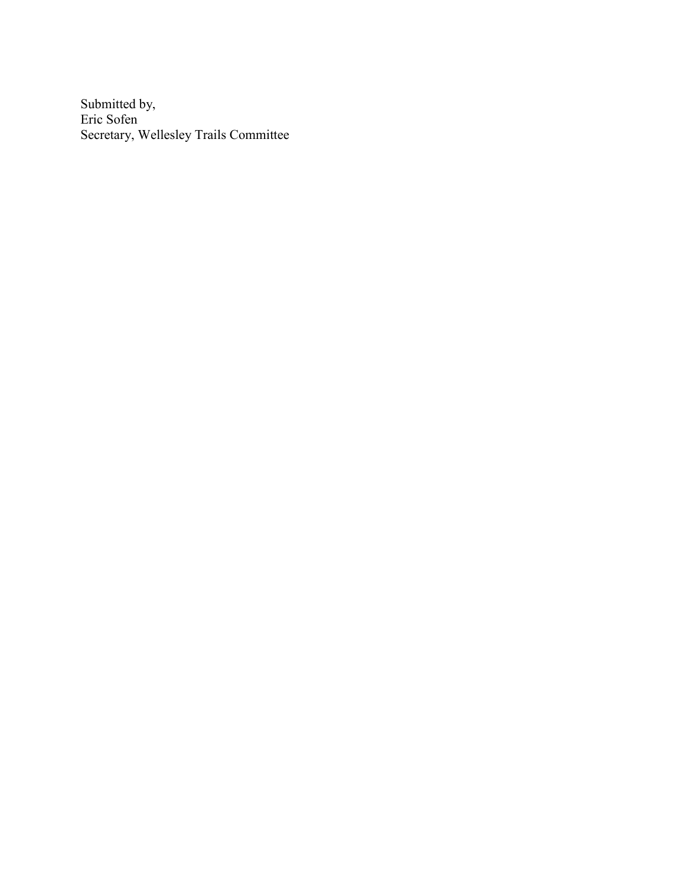Submitted by,
Eric Sofen
Secretary, Wellesley Trails Committee